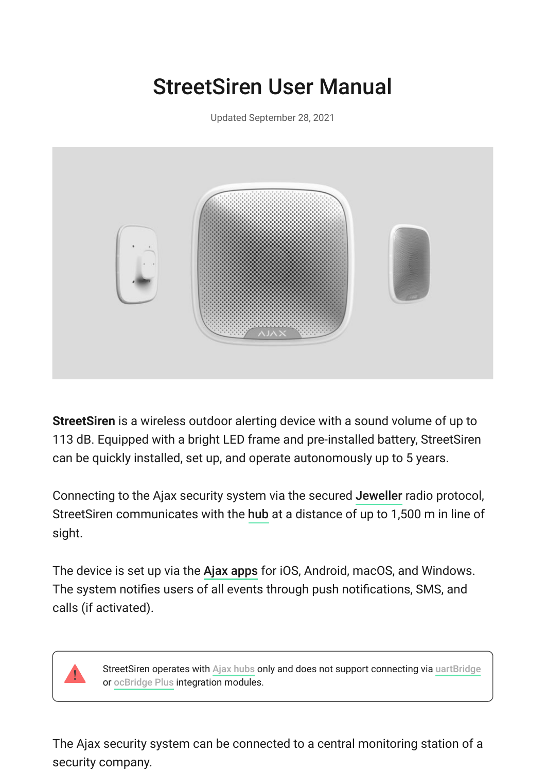# StreetSiren User Manual

Updated September 28, 2021

**StreetSiren** is a wireless outdoor alerting device with a sound volume of up to 113 dB. Equipped with a bright LED frame and pre-installed battery, StreetSiren can be quickly installed, set up, and operate autonomously up to 5 years.

Connecting to the Ajax security system via the secured **Jeweller** radio protocol, StreetSiren communicates with the **hub** at a distance of up to 1,500 m in line of sight.

The device is set up via the **Ajax apps** for iOS, Android, macOS, and Windows. The system notifies users of all events through push notifications, SMS, and calls (if activated).

> StreetSiren operates with Ajax hubs only and does not support connecting via uartBridge or ocBridge Plus integration modules.

The Ajax security system can be connected to a central monitoring station of a security company.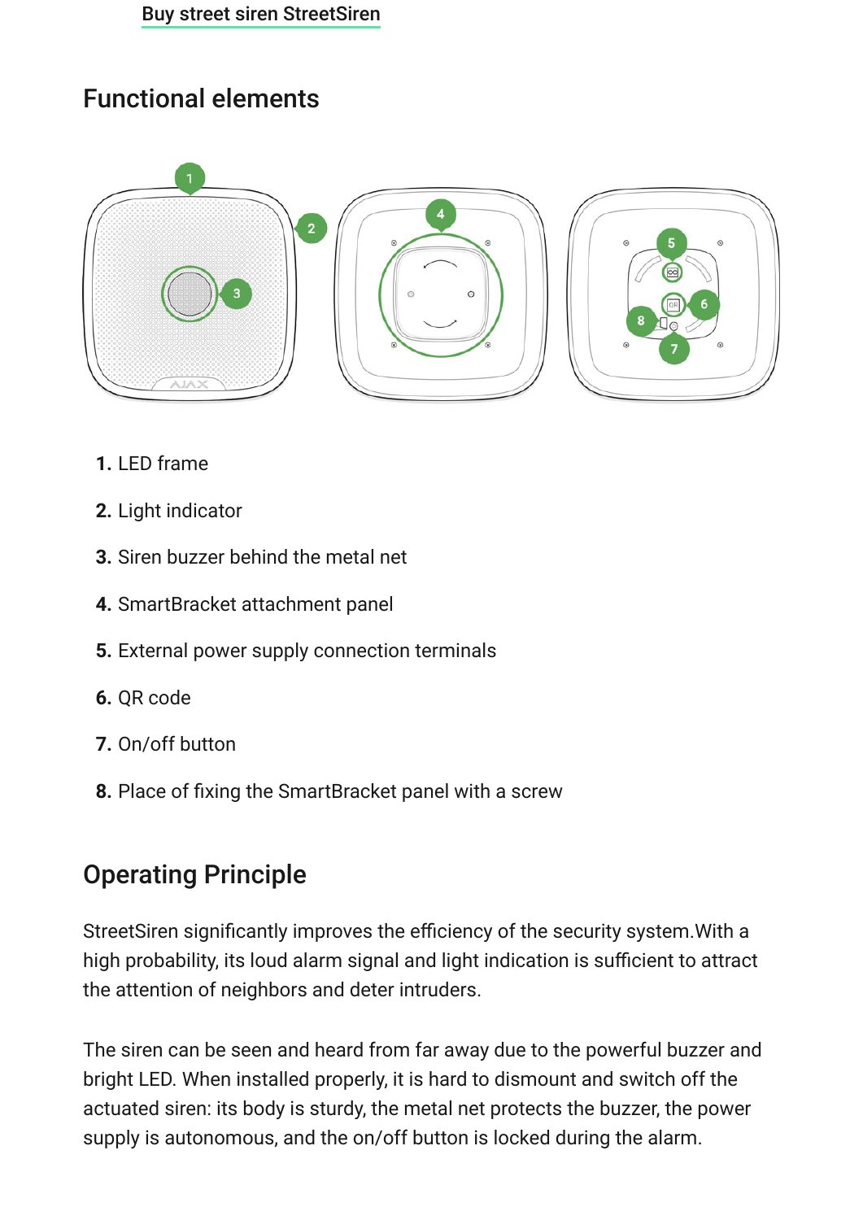[Buy street siren StreetSiren]

## Functional elements

1. LED frame
2. Light indicator
3. Siren buzzer behind the metal net
4. SmartBracket attachment panel
5. External power supply connection terminals
6. QR code
7. On/off button
8. Place of fixing the SmartBracket panel with a screw

## Operating Principle

StreetSiren significantly improves the efficiency of the security system.With a high probability, its loud alarm signal and light indication is sufficient to attract the attention of neighbors and deter intruders.

The siren can be seen and heard from far away due to the powerful buzzer and bright LED. When installed properly, it is hard to dismount and switch off the actuated siren: its body is sturdy, the metal net protects the buzzer, the power supply is autonomous, and the on/off button is locked during the alarm.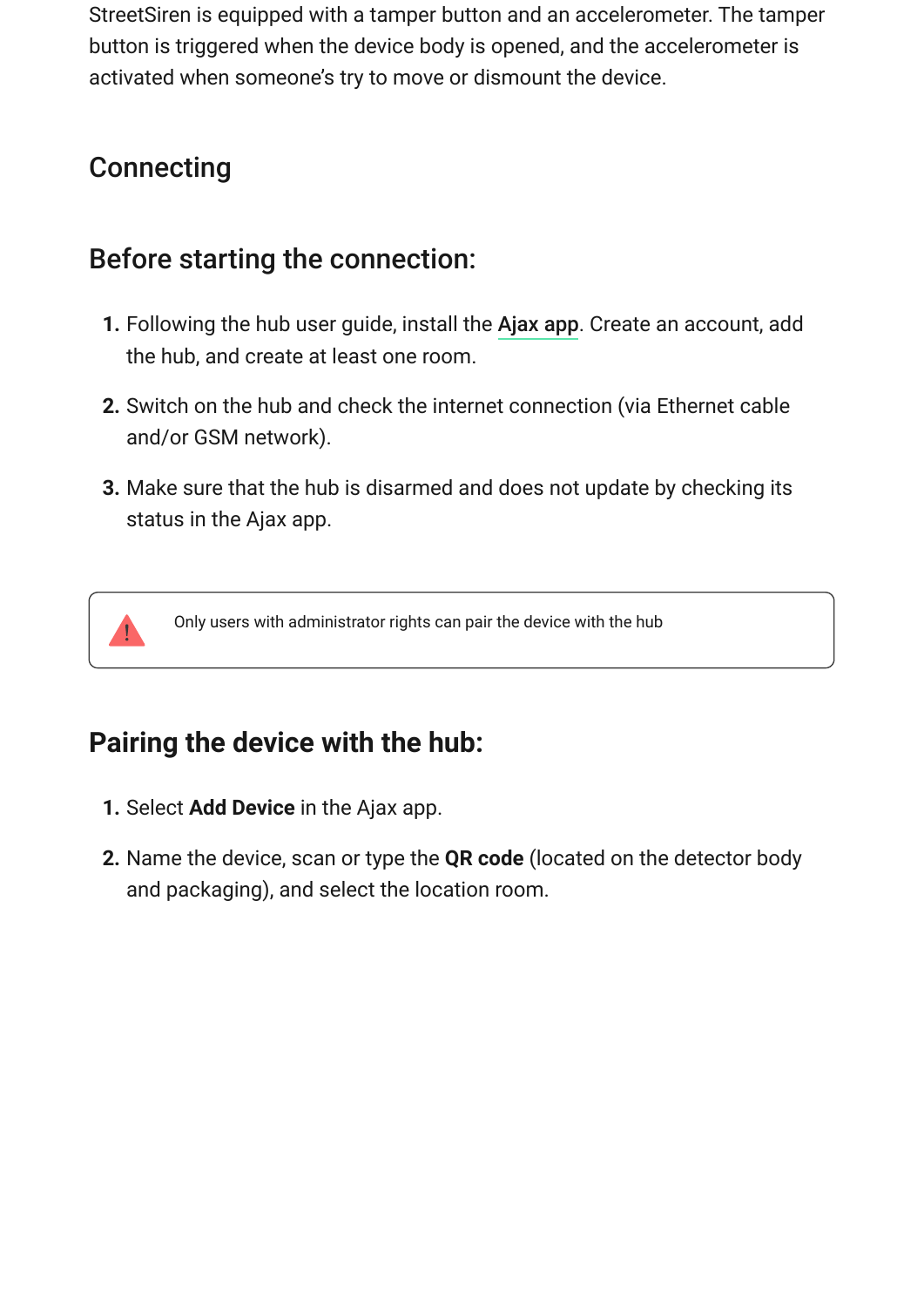StreetSiren is equipped with a tamper button and an accelerometer. The tamper button is triggered when the device body is opened, and the accelerometer is activated when someone's try to move or dismount the device.

## Connecting

### Before starting the connection:

1. Following the hub user guide, install the **Ajax app**. Create an account, add the hub, and create at least one room.
2. Switch on the hub and check the internet connection (via Ethernet cable and/or GSM network).
3. Make sure that the hub is disarmed and does not update by checking its status in the Ajax app.

> Only users with administrator rights can pair the device with the hub

### Pairing the device with the hub:

1. Select **Add Device** in the Ajax app.
2. Name the device, scan or type the **QR code** (located on the detector body and packaging), and select the location room.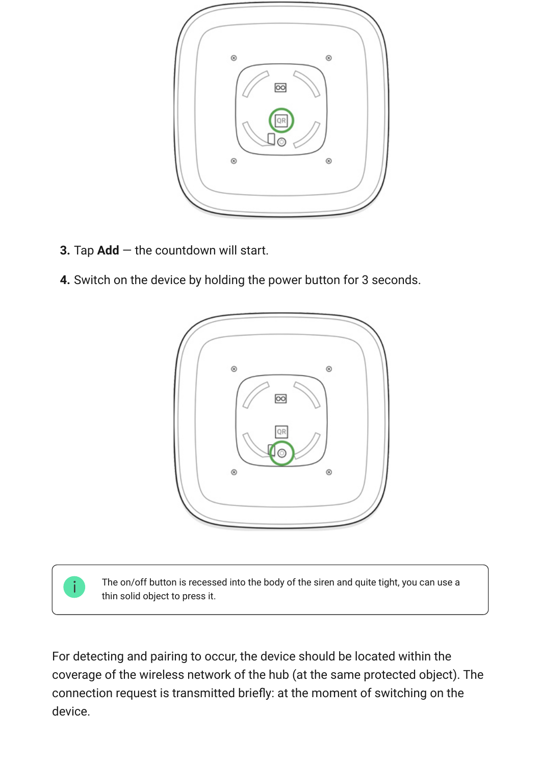3. Tap **Add** — the countdown will start.

4. Switch on the device by holding the power button for 3 seconds.

> The on/off button is recessed into the body of the siren and quite tight, you can use a thin solid object to press it.

For detecting and pairing to occur, the device should be located within the coverage of the wireless network of the hub (at the same protected object). The connection request is transmitted briefly: at the moment of switching on the device.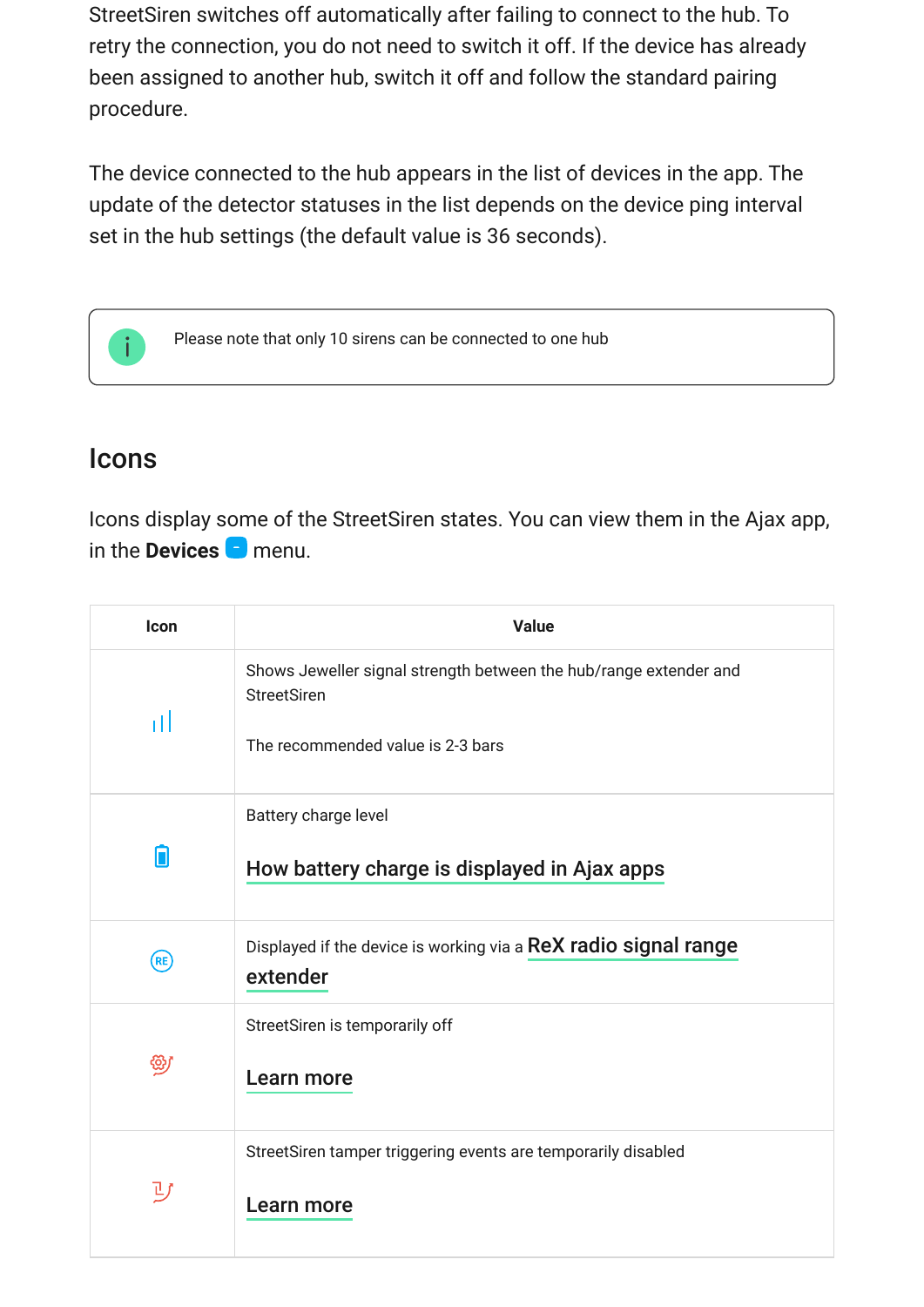StreetSiren switches off automatically after failing to connect to the hub. To retry the connection, you do not need to switch it off. If the device has already been assigned to another hub, switch it off and follow the standard pairing procedure.

The device connected to the hub appears in the list of devices in the app. The update of the detector statuses in the list depends on the device ping interval set in the hub settings (the default value is 36 seconds).

> Please note that only 10 sirens can be connected to one hub

## Icons

Icons display some of the StreetSiren states. You can view them in the Ajax app, in the **Devices** menu.

| Icon | Value |
|---|---|
| | Shows Jeweller signal strength between the hub/range extender and StreetSiren<br><br>The recommended value is 2-3 bars |
| | Battery charge level<br><br>How battery charge is displayed in Ajax apps |
| RE | Displayed if the device is working via a ReX radio signal range extender |
| | StreetSiren is temporarily off<br><br>Learn more |
| | StreetSiren tamper triggering events are temporarily disabled<br><br>Learn more |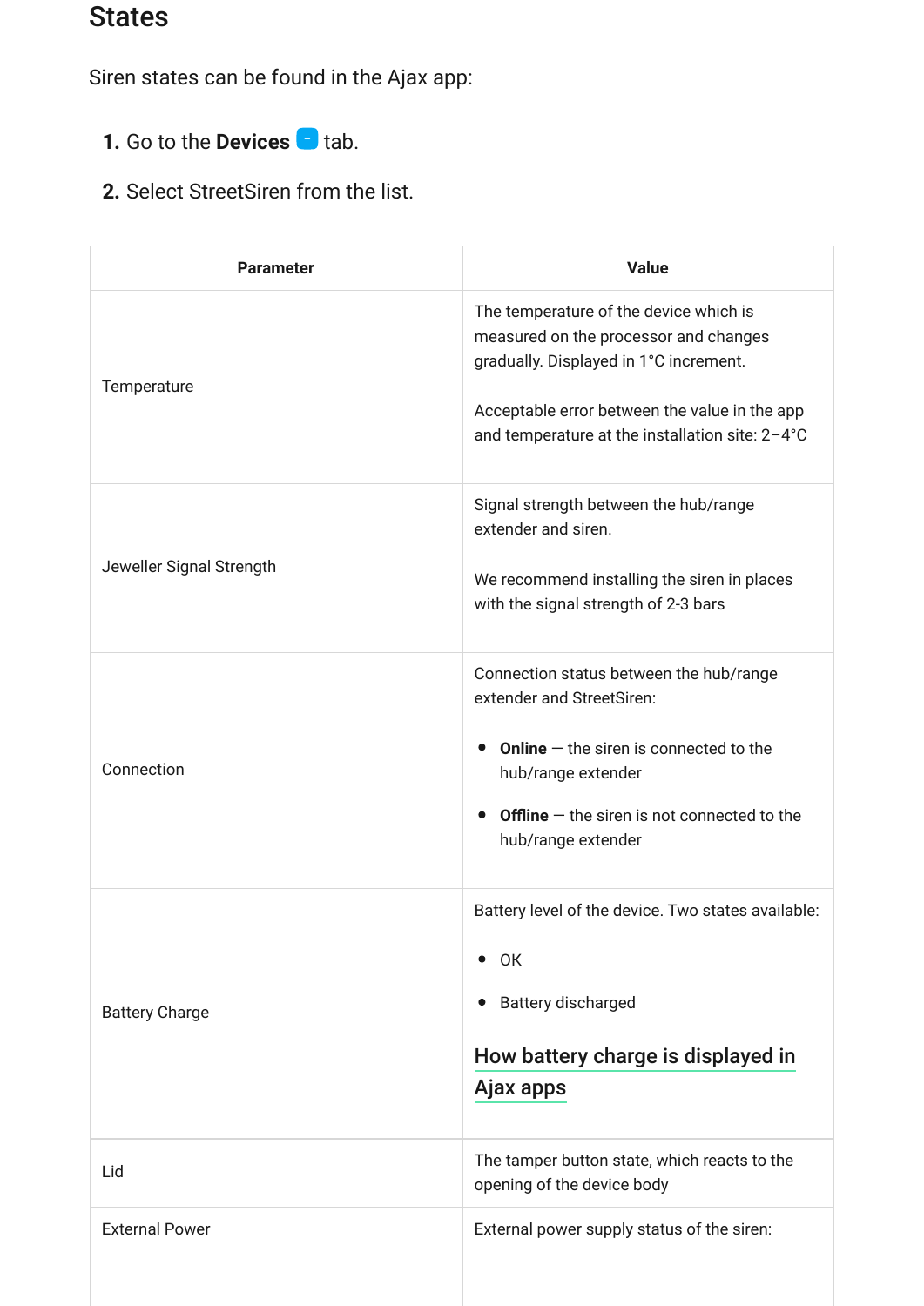## States

Siren states can be found in the Ajax app:

1. Go to the **Devices** tab.
2. Select StreetSiren from the list.

| Parameter | Value |
| --- | --- |
| Temperature | The temperature of the device which is measured on the processor and changes gradually. Displayed in 1°C increment.<br><br>Acceptable error between the value in the app and temperature at the installation site: 2–4°C |
| Jeweller Signal Strength | Signal strength between the hub/range extender and siren.<br><br>We recommend installing the siren in places with the signal strength of 2-3 bars |
| Connection | Connection status between the hub/range extender and StreetSiren:<br><br>• **Online** — the siren is connected to the hub/range extender<br>• **Offline** — the siren is not connected to the hub/range extender |
| Battery Charge | Battery level of the device. Two states available:<br><br>• OK<br>• Battery discharged<br><br>How battery charge is displayed in Ajax apps |
| Lid | The tamper button state, which reacts to the opening of the device body |
| External Power | External power supply status of the siren: |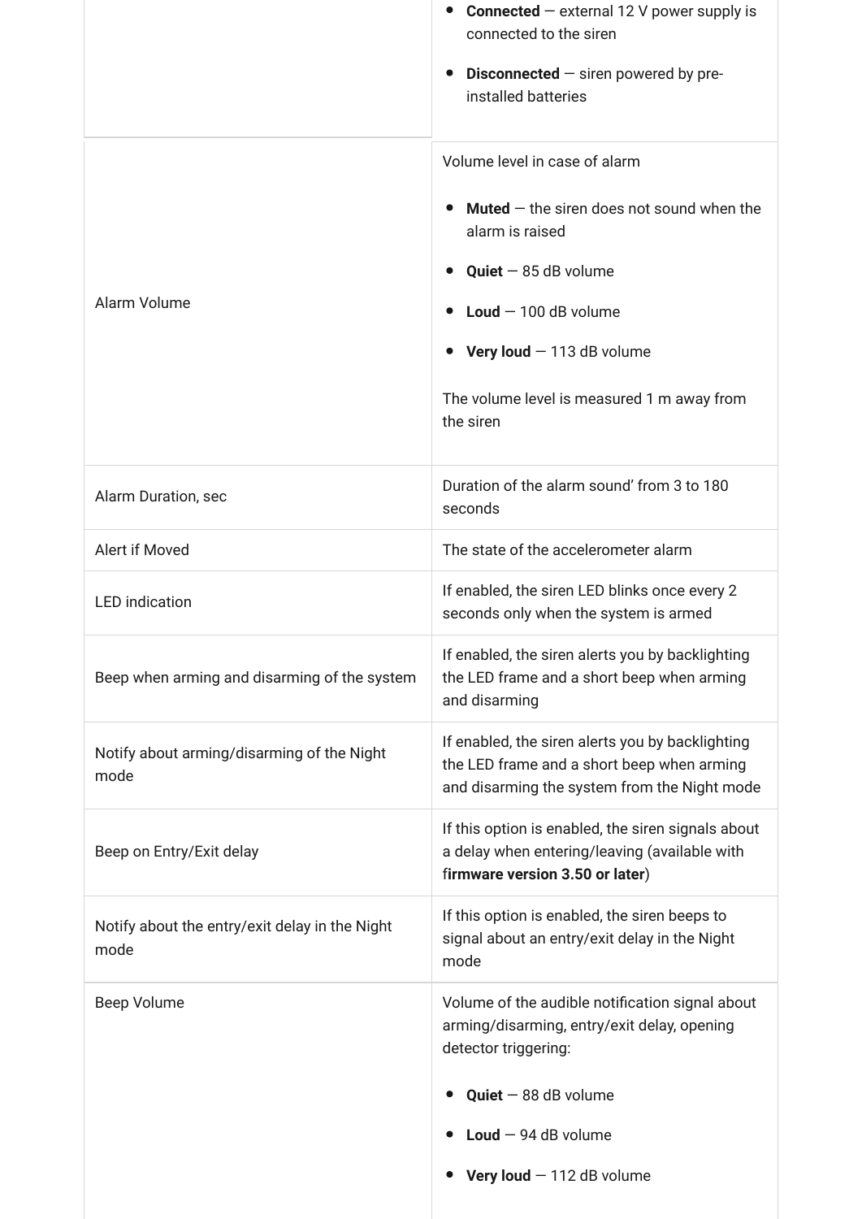| | |
|---|---|
| | • **Connected** — external 12 V power supply is connected to the siren<br>• **Disconnected** — siren powered by pre-installed batteries |
| Alarm Volume | Volume level in case of alarm<br>• **Muted** — the siren does not sound when the alarm is raised<br>• **Quiet** — 85 dB volume<br>• **Loud** — 100 dB volume<br>• **Very loud** — 113 dB volume<br>The volume level is measured 1 m away from the siren |
| Alarm Duration, sec | Duration of the alarm sound' from 3 to 180 seconds |
| Alert if Moved | The state of the accelerometer alarm |
| LED indication | If enabled, the siren LED blinks once every 2 seconds only when the system is armed |
| Beep when arming and disarming of the system | If enabled, the siren alerts you by backlighting the LED frame and a short beep when arming and disarming |
| Notify about arming/disarming of the Night mode | If enabled, the siren alerts you by backlighting the LED frame and a short beep when arming and disarming the system from the Night mode |
| Beep on Entry/Exit delay | If this option is enabled, the siren signals about a delay when entering/leaving (available with f**irmware version 3.50 or later**) |
| Notify about the entry/exit delay in the Night mode | If this option is enabled, the siren beeps to signal about an entry/exit delay in the Night mode |
| Beep Volume | Volume of the audible notification signal about arming/disarming, entry/exit delay, opening detector triggering:<br>• **Quiet** — 88 dB volume<br>• **Loud** — 94 dB volume<br>• **Very loud** — 112 dB volume |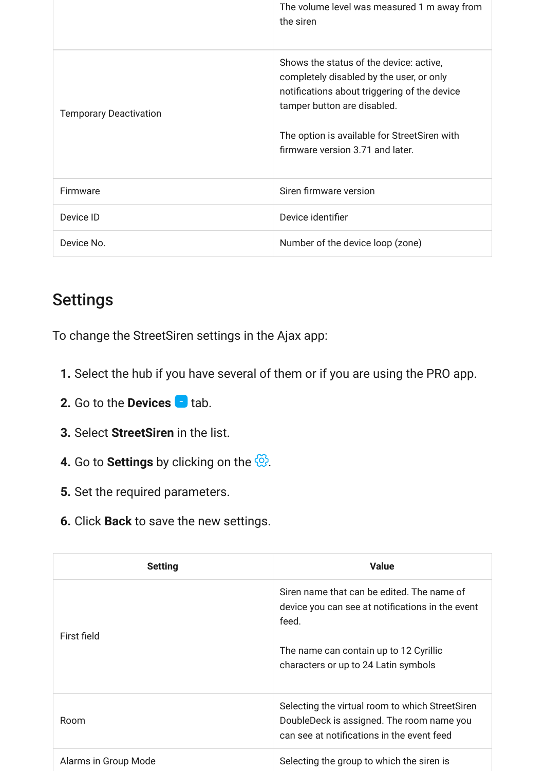| | |
|---|---|
| | The volume level was measured 1 m away from the siren |
| Temporary Deactivation | Shows the status of the device: active, completely disabled by the user, or only notifications about triggering of the device tamper button are disabled.<br><br>The option is available for StreetSiren with firmware version 3.71 and later. |
| Firmware | Siren firmware version |
| Device ID | Device identifier |
| Device No. | Number of the device loop (zone) |

## Settings

To change the StreetSiren settings in the Ajax app:

1. Select the hub if you have several of them or if you are using the PRO app.
2. Go to the **Devices** tab.
3. Select **StreetSiren** in the list.
4. Go to **Settings** by clicking on the .
5. Set the required parameters.
6. Click **Back** to save the new settings.

| Setting | Value |
|---|---|
| First field | Siren name that can be edited. The name of device you can see at notifications in the event feed.<br><br>The name can contain up to 12 Cyrillic characters or up to 24 Latin symbols |
| Room | Selecting the virtual room to which StreetSiren DoubleDeck is assigned. The room name you can see at notifications in the event feed |
| Alarms in Group Mode | Selecting the group to which the siren is |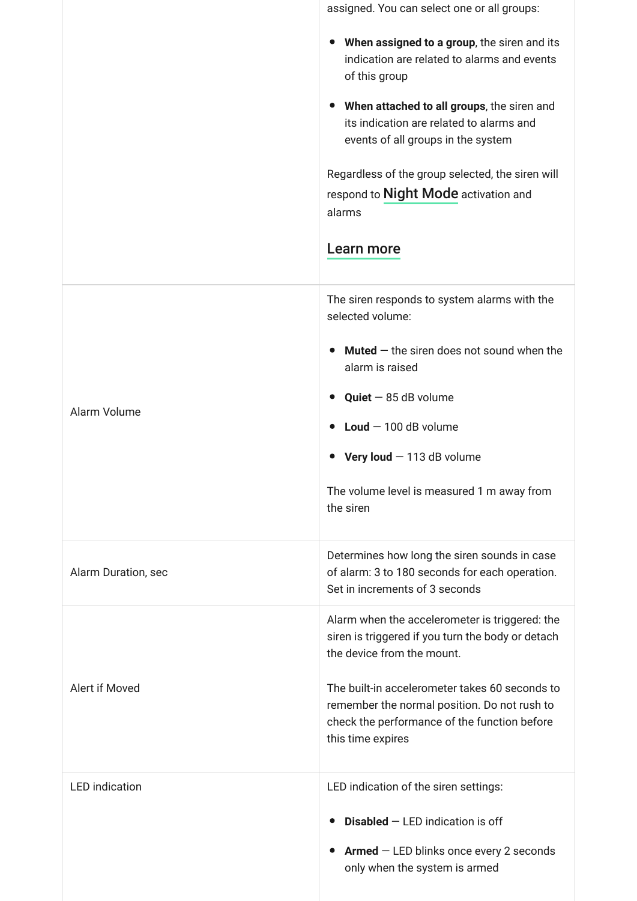| | |
|---|---|
| | assigned. You can select one or all groups:<br><br>• **When assigned to a group**, the siren and its indication are related to alarms and events of this group<br><br>• **When attached to all groups**, the siren and its indication are related to alarms and events of all groups in the system<br><br>Regardless of the group selected, the siren will respond to Night Mode activation and alarms<br><br>Learn more |
| Alarm Volume | The siren responds to system alarms with the selected volume:<br><br>• **Muted** — the siren does not sound when the alarm is raised<br><br>• **Quiet** — 85 dB volume<br><br>• **Loud** — 100 dB volume<br><br>• **Very loud** — 113 dB volume<br><br>The volume level is measured 1 m away from the siren |
| Alarm Duration, sec | Determines how long the siren sounds in case of alarm: 3 to 180 seconds for each operation. Set in increments of 3 seconds |
| Alert if Moved | Alarm when the accelerometer is triggered: the siren is triggered if you turn the body or detach the device from the mount.<br><br>The built-in accelerometer takes 60 seconds to remember the normal position. Do not rush to check the performance of the function before this time expires |
| LED indication | LED indication of the siren settings:<br><br>• **Disabled** — LED indication is off<br><br>• **Armed** — LED blinks once every 2 seconds only when the system is armed |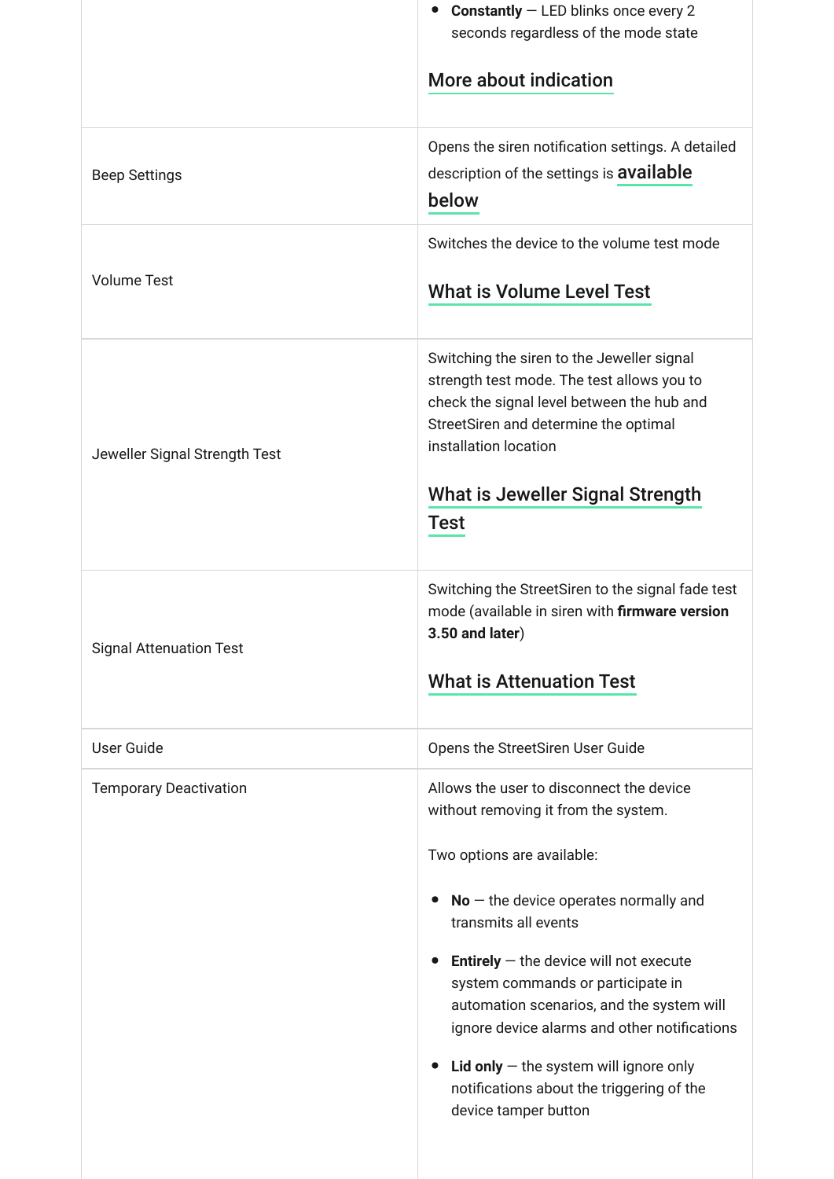| | |
|---|---|
| | • **Constantly** — LED blinks once every 2 seconds regardless of the mode state<br><br>More about indication |
| Beep Settings | Opens the siren notification settings. A detailed description of the settings is available below |
| Volume Test | Switches the device to the volume test mode<br><br>What is Volume Level Test |
| Jeweller Signal Strength Test | Switching the siren to the Jeweller signal strength test mode. The test allows you to check the signal level between the hub and StreetSiren and determine the optimal installation location<br><br>What is Jeweller Signal Strength Test |
| Signal Attenuation Test | Switching the StreetSiren to the signal fade test mode (available in siren with **firmware version 3.50 and later**)<br><br>What is Attenuation Test |
| User Guide | Opens the StreetSiren User Guide |
| Temporary Deactivation | Allows the user to disconnect the device without removing it from the system.<br><br>Two options are available:<br><br>• **No** — the device operates normally and transmits all events<br><br>• **Entirely** — the device will not execute system commands or participate in automation scenarios, and the system will ignore device alarms and other notifications<br><br>• **Lid only** — the system will ignore only notifications about the triggering of the device tamper button |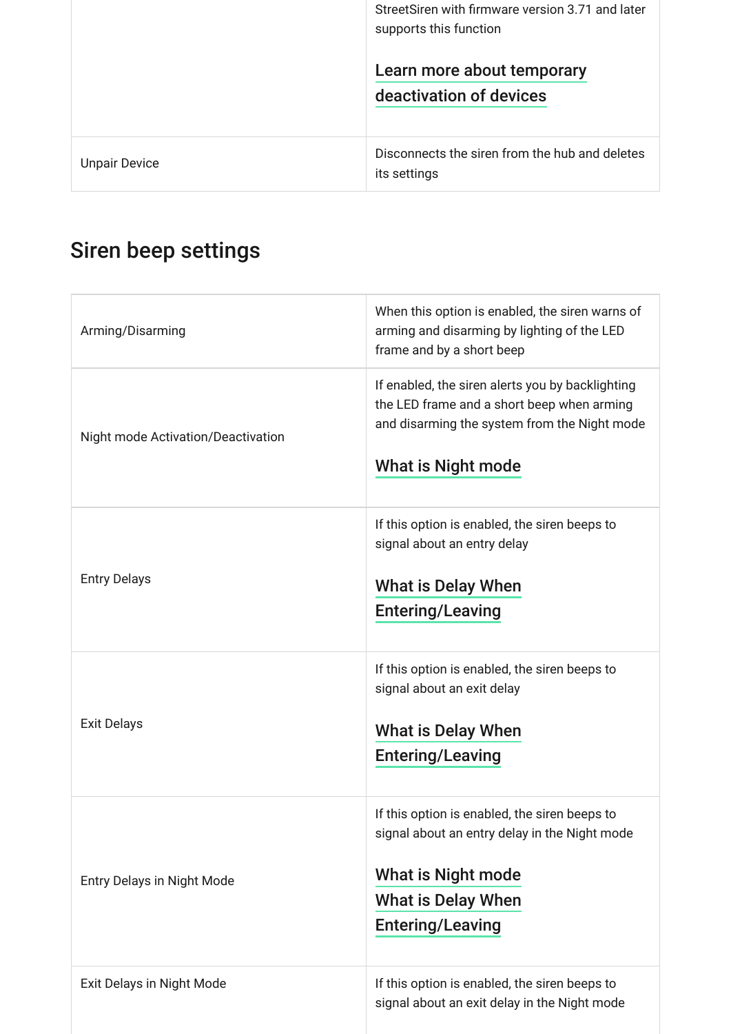| | |
|---|---|
| | StreetSiren with firmware version 3.71 and later supports this function<br><br>Learn more about temporary deactivation of devices |
| Unpair Device | Disconnects the siren from the hub and deletes its settings |

## Siren beep settings

| | |
|---|---|
| Arming/Disarming | When this option is enabled, the siren warns of arming and disarming by lighting of the LED frame and by a short beep |
| Night mode Activation/Deactivation | If enabled, the siren alerts you by backlighting the LED frame and a short beep when arming and disarming the system from the Night mode<br><br>What is Night mode |
| Entry Delays | If this option is enabled, the siren beeps to signal about an entry delay<br><br>What is Delay When Entering/Leaving |
| Exit Delays | If this option is enabled, the siren beeps to signal about an exit delay<br><br>What is Delay When Entering/Leaving |
| Entry Delays in Night Mode | If this option is enabled, the siren beeps to signal about an entry delay in the Night mode<br><br>What is Night mode<br>What is Delay When Entering/Leaving |
| Exit Delays in Night Mode | If this option is enabled, the siren beeps to signal about an exit delay in the Night mode |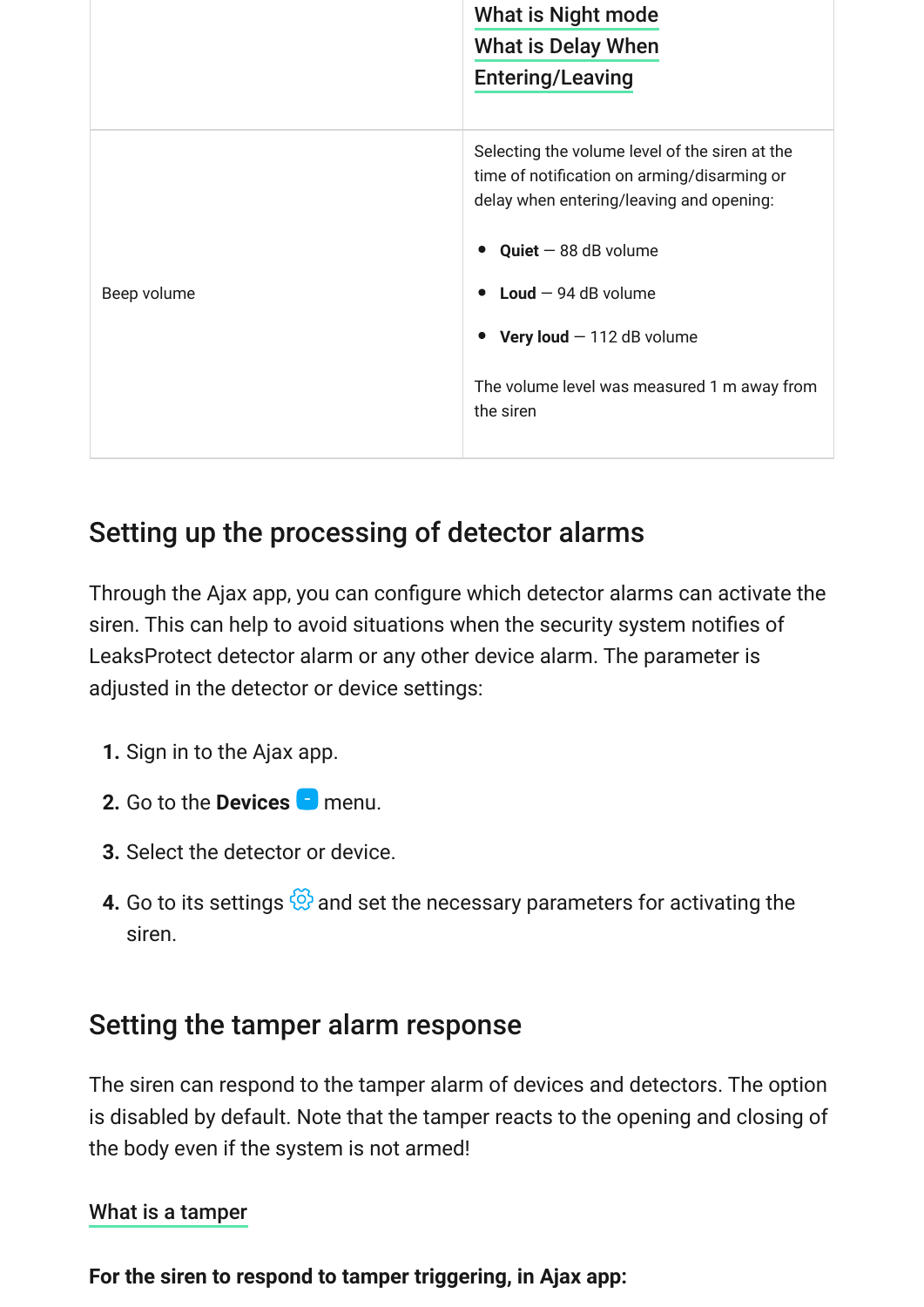| | [What is Night mode](#)<br>[What is Delay When Entering/Leaving](#) |
|---|---|
| Beep volume | Selecting the volume level of the siren at the time of notification on arming/disarming or delay when entering/leaving and opening:<br><br>• **Quiet** — 88 dB volume<br>• **Loud** — 94 dB volume<br>• **Very loud** — 112 dB volume<br><br>The volume level was measured 1 m away from the siren |

## Setting up the processing of detector alarms

Through the Ajax app, you can configure which detector alarms can activate the siren. This can help to avoid situations when the security system notifies of LeaksProtect detector alarm or any other device alarm. The parameter is adjusted in the detector or device settings:

1. Sign in to the Ajax app.
2. Go to the **Devices** menu.
3. Select the detector or device.
4. Go to its settings and set the necessary parameters for activating the siren.

## Setting the tamper alarm response

The siren can respond to the tamper alarm of devices and detectors. The option is disabled by default. Note that the tamper reacts to the opening and closing of the body even if the system is not armed!

What is a tamper

**For the siren to respond to tamper triggering, in Ajax app:**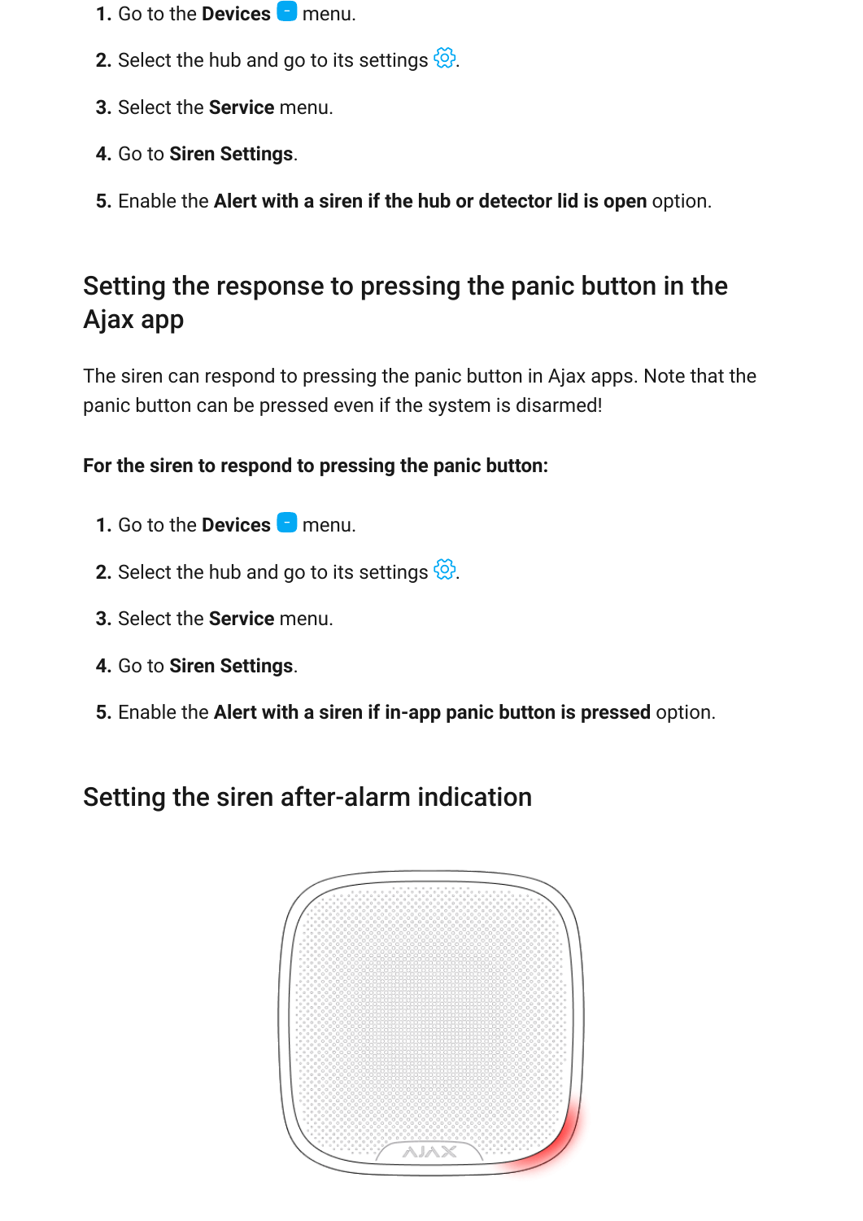1. Go to the **Devices** menu.
2. Select the hub and go to its settings.
3. Select the **Service** menu.
4. Go to **Siren Settings**.
5. Enable the **Alert with a siren if the hub or detector lid is open** option.

## Setting the response to pressing the panic button in the Ajax app

The siren can respond to pressing the panic button in Ajax apps. Note that the panic button can be pressed even if the system is disarmed!

**For the siren to respond to pressing the panic button:**

1. Go to the **Devices** menu.
2. Select the hub and go to its settings.
3. Select the **Service** menu.
4. Go to **Siren Settings**.
5. Enable the **Alert with a siren if in-app panic button is pressed** option.

## Setting the siren after-alarm indication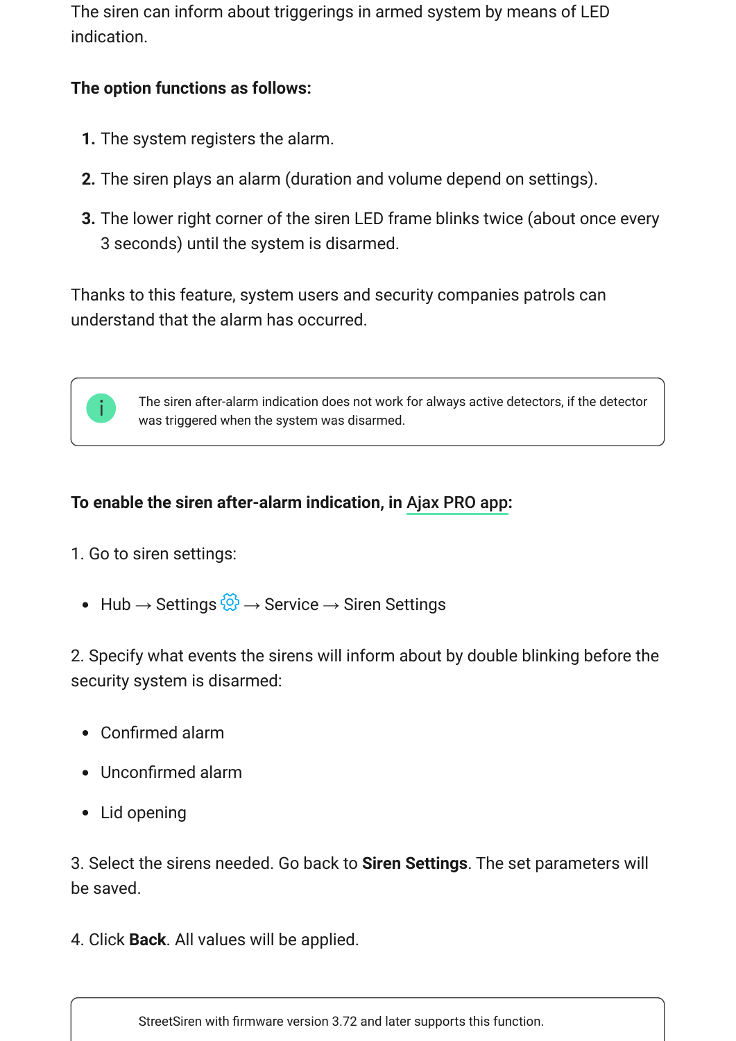The siren can inform about triggerings in armed system by means of LED indication.

**The option functions as follows:**

1. The system registers the alarm.
2. The siren plays an alarm (duration and volume depend on settings).
3. The lower right corner of the siren LED frame blinks twice (about once every 3 seconds) until the system is disarmed.

Thanks to this feature, system users and security companies patrols can understand that the alarm has occurred.

> The siren after-alarm indication does not work for always active detectors, if the detector was triggered when the system was disarmed.

**To enable the siren after-alarm indication, in Ajax PRO app:**

1. Go to siren settings:

- Hub → Settings → Service → Siren Settings

2. Specify what events the sirens will inform about by double blinking before the security system is disarmed:

- Confirmed alarm
- Unconfirmed alarm
- Lid opening

3. Select the sirens needed. Go back to **Siren Settings**. The set parameters will be saved.

4. Click **Back**. All values will be applied.

> StreetSiren with firmware version 3.72 and later supports this function.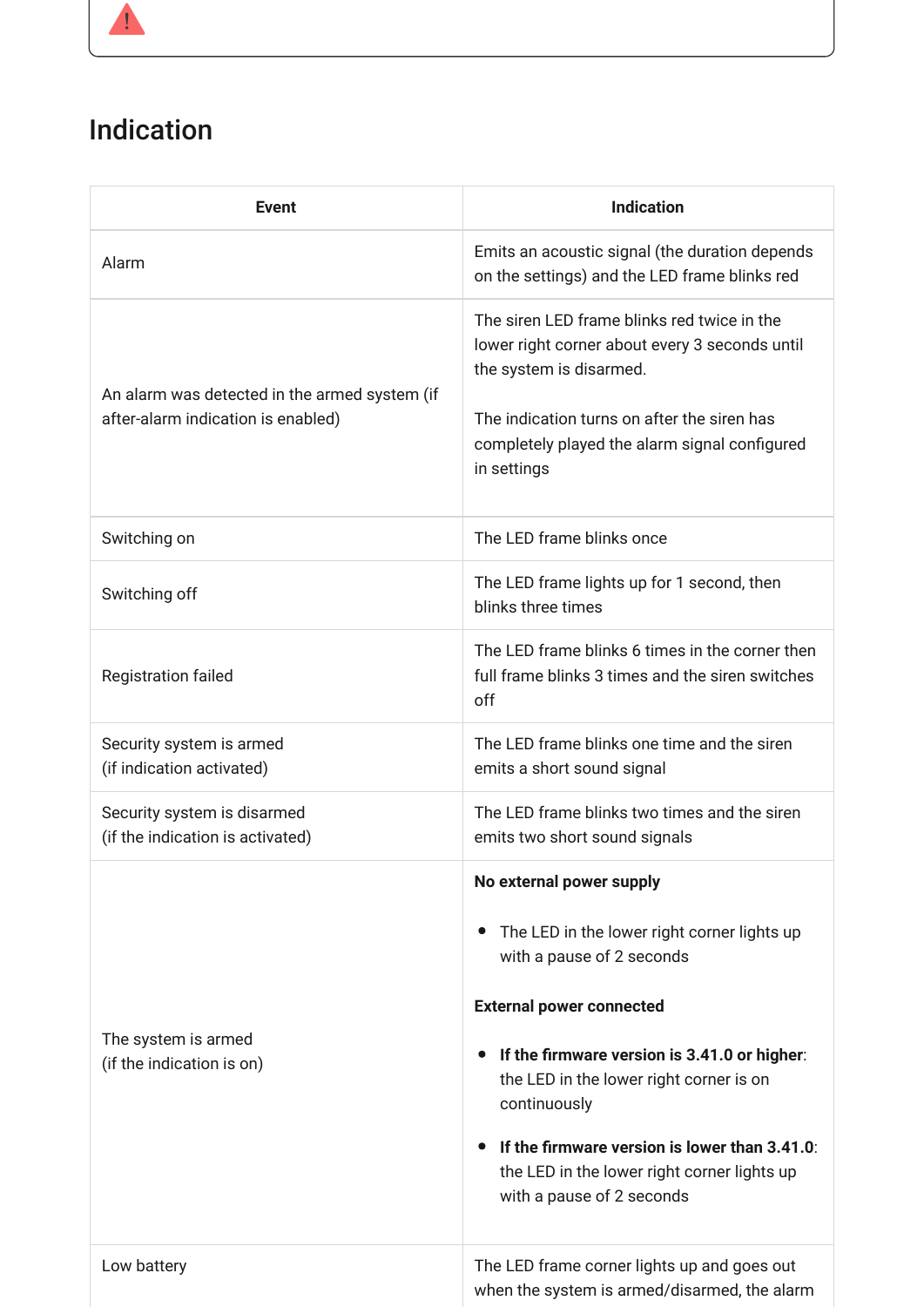## Indication

| Event | Indication |
|---|---|
| Alarm | Emits an acoustic signal (the duration depends on the settings) and the LED frame blinks red |
| An alarm was detected in the armed system (if after-alarm indication is enabled) | The siren LED frame blinks red twice in the lower right corner about every 3 seconds until the system is disarmed.<br><br>The indication turns on after the siren has completely played the alarm signal configured in settings |
| Switching on | The LED frame blinks once |
| Switching off | The LED frame lights up for 1 second, then blinks three times |
| Registration failed | The LED frame blinks 6 times in the corner then full frame blinks 3 times and the siren switches off |
| Security system is armed<br>(if indication activated) | The LED frame blinks one time and the siren emits a short sound signal |
| Security system is disarmed<br>(if the indication is activated) | The LED frame blinks two times and the siren emits two short sound signals |
| The system is armed<br>(if the indication is on) | **No external power supply**<br><br>• The LED in the lower right corner lights up with a pause of 2 seconds<br><br>**External power connected**<br><br>• **If the firmware version is 3.41.0 or higher**: the LED in the lower right corner is on continuously<br><br>• **If the firmware version is lower than 3.41.0**: the LED in the lower right corner lights up with a pause of 2 seconds |
| Low battery | The LED frame corner lights up and goes out when the system is armed/disarmed, the alarm |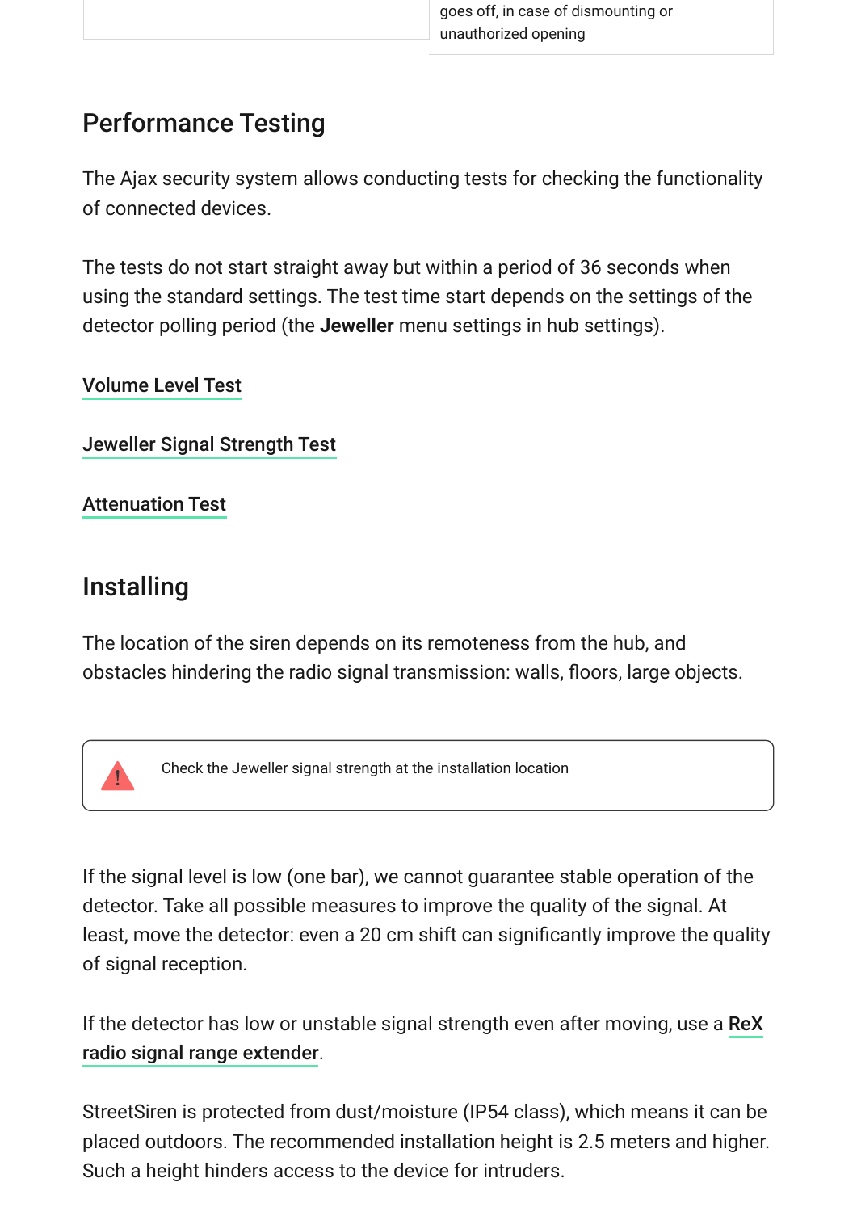goes off, in case of dismounting or unauthorized opening

## Performance Testing

The Ajax security system allows conducting tests for checking the functionality of connected devices.

The tests do not start straight away but within a period of 36 seconds when using the standard settings. The test time start depends on the settings of the detector polling period (the **Jeweller** menu settings in hub settings).

Volume Level Test

Jeweller Signal Strength Test

Attenuation Test

## Installing

The location of the siren depends on its remoteness from the hub, and obstacles hindering the radio signal transmission: walls, floors, large objects.

> Check the Jeweller signal strength at the installation location

If the signal level is low (one bar), we cannot guarantee stable operation of the detector. Take all possible measures to improve the quality of the signal. At least, move the detector: even a 20 cm shift can significantly improve the quality of signal reception.

If the detector has low or unstable signal strength even after moving, use a **ReX radio signal range extender**.

StreetSiren is protected from dust/moisture (IP54 class), which means it can be placed outdoors. The recommended installation height is 2.5 meters and higher. Such a height hinders access to the device for intruders.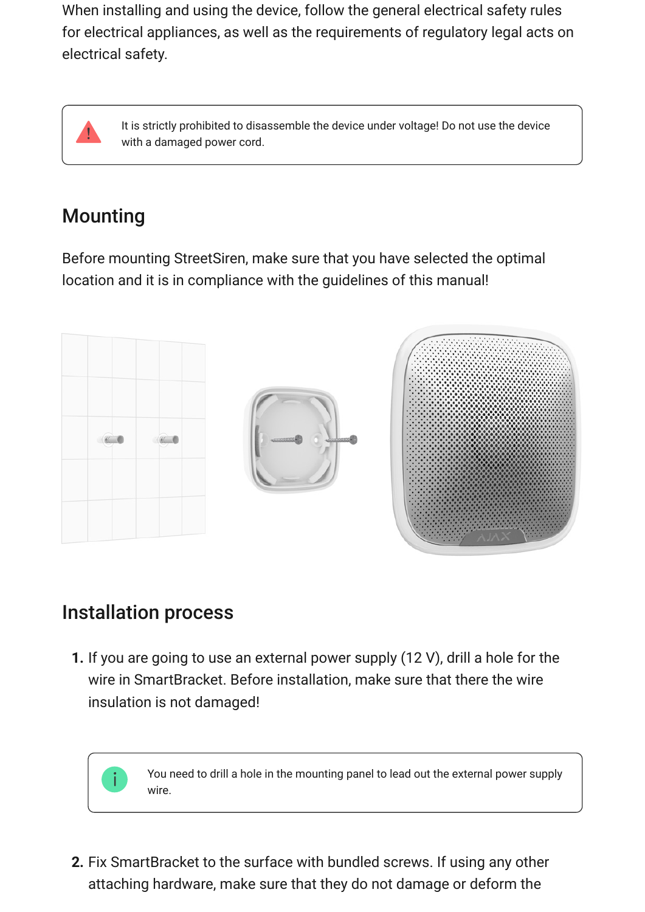When installing and using the device, follow the general electrical safety rules for electrical appliances, as well as the requirements of regulatory legal acts on electrical safety.

> It is strictly prohibited to disassemble the device under voltage! Do not use the device with a damaged power cord.

## Mounting

Before mounting StreetSiren, make sure that you have selected the optimal location and it is in compliance with the guidelines of this manual!

## Installation process

1. If you are going to use an external power supply (12 V), drill a hole for the wire in SmartBracket. Before installation, make sure that there the wire insulation is not damaged!

   > You need to drill a hole in the mounting panel to lead out the external power supply wire.

2. Fix SmartBracket to the surface with bundled screws. If using any other attaching hardware, make sure that they do not damage or deform the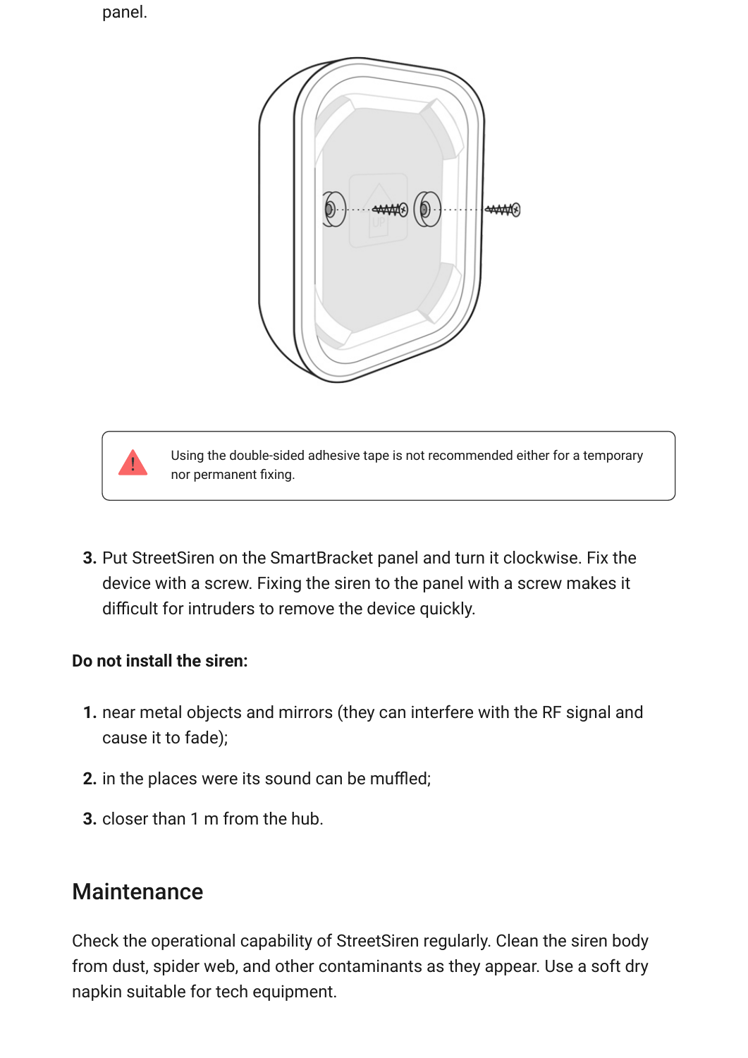panel.

Using the double-sided adhesive tape is not recommended either for a temporary nor permanent fixing.

3. Put StreetSiren on the SmartBracket panel and turn it clockwise. Fix the device with a screw. Fixing the siren to the panel with a screw makes it difficult for intruders to remove the device quickly.

**Do not install the siren:**

1. near metal objects and mirrors (they can interfere with the RF signal and cause it to fade);
2. in the places were its sound can be muffled;
3. closer than 1 m from the hub.

## Maintenance

Check the operational capability of StreetSiren regularly. Clean the siren body from dust, spider web, and other contaminants as they appear. Use a soft dry napkin suitable for tech equipment.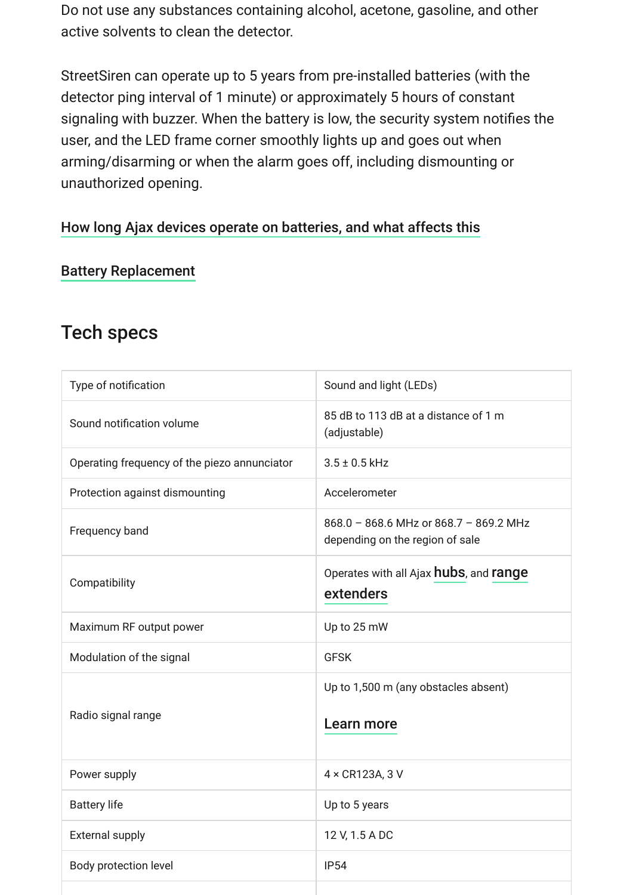Do not use any substances containing alcohol, acetone, gasoline, and other active solvents to clean the detector.

StreetSiren can operate up to 5 years from pre-installed batteries (with the detector ping interval of 1 minute) or approximately 5 hours of constant signaling with buzzer. When the battery is low, the security system notifies the user, and the LED frame corner smoothly lights up and goes out when arming/disarming or when the alarm goes off, including dismounting or unauthorized opening.

How long Ajax devices operate on batteries, and what affects this

Battery Replacement

## Tech specs

| Type of notification | Sound and light (LEDs) |
|---|---|
| Sound notification volume | 85 dB to 113 dB at a distance of 1 m (adjustable) |
| Operating frequency of the piezo annunciator | 3.5 ± 0.5 kHz |
| Protection against dismounting | Accelerometer |
| Frequency band | 868.0 – 868.6 MHz or 868.7 – 869.2 MHz depending on the region of sale |
| Compatibility | Operates with all Ajax hubs, and range extenders |
| Maximum RF output power | Up to 25 mW |
| Modulation of the signal | GFSK |
| Radio signal range | Up to 1,500 m (any obstacles absent)<br><br>Learn more |
| Power supply | 4 × CR123A, 3 V |
| Battery life | Up to 5 years |
| External supply | 12 V, 1.5 A DC |
| Body protection level | IP54 |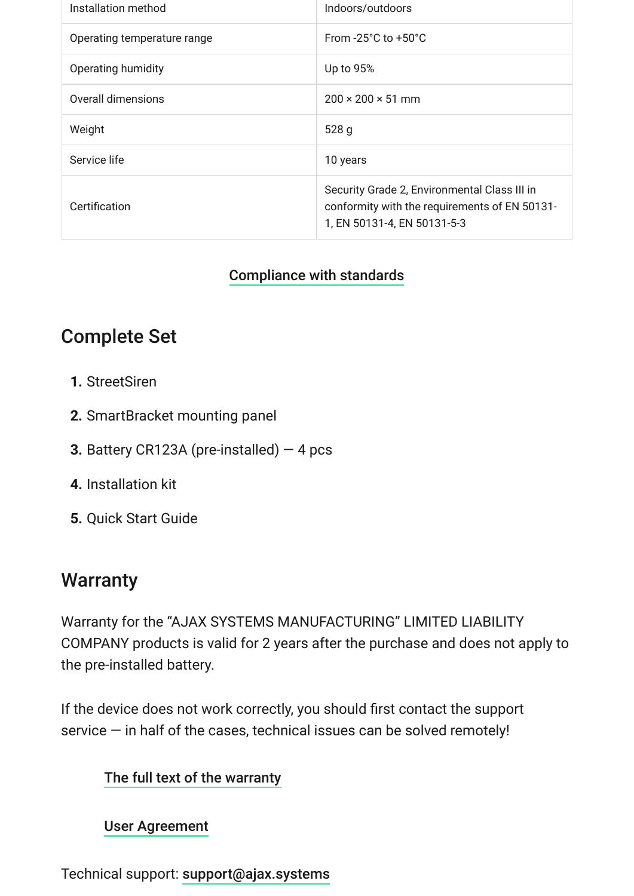| | |
|---|---|
| Installation method | Indoors/outdoors |
| Operating temperature range | From -25°C to +50°C |
| Operating humidity | Up to 95% |
| Overall dimensions | 200 × 200 × 51 mm |
| Weight | 528 g |
| Service life | 10 years |
| Certification | Security Grade 2, Environmental Class III in conformity with the requirements of EN 50131-1, EN 50131-4, EN 50131-5-3 |

Compliance with standards

## Complete Set

1. StreetSiren
2. SmartBracket mounting panel
3. Battery CR123A (pre-installed) — 4 pcs
4. Installation kit
5. Quick Start Guide

## Warranty

Warranty for the “AJAX SYSTEMS MANUFACTURING” LIMITED LIABILITY COMPANY products is valid for 2 years after the purchase and does not apply to the pre-installed battery.

If the device does not work correctly, you should first contact the support service — in half of the cases, technical issues can be solved remotely!

The full text of the warranty

User Agreement

Technical support: support@ajax.systems